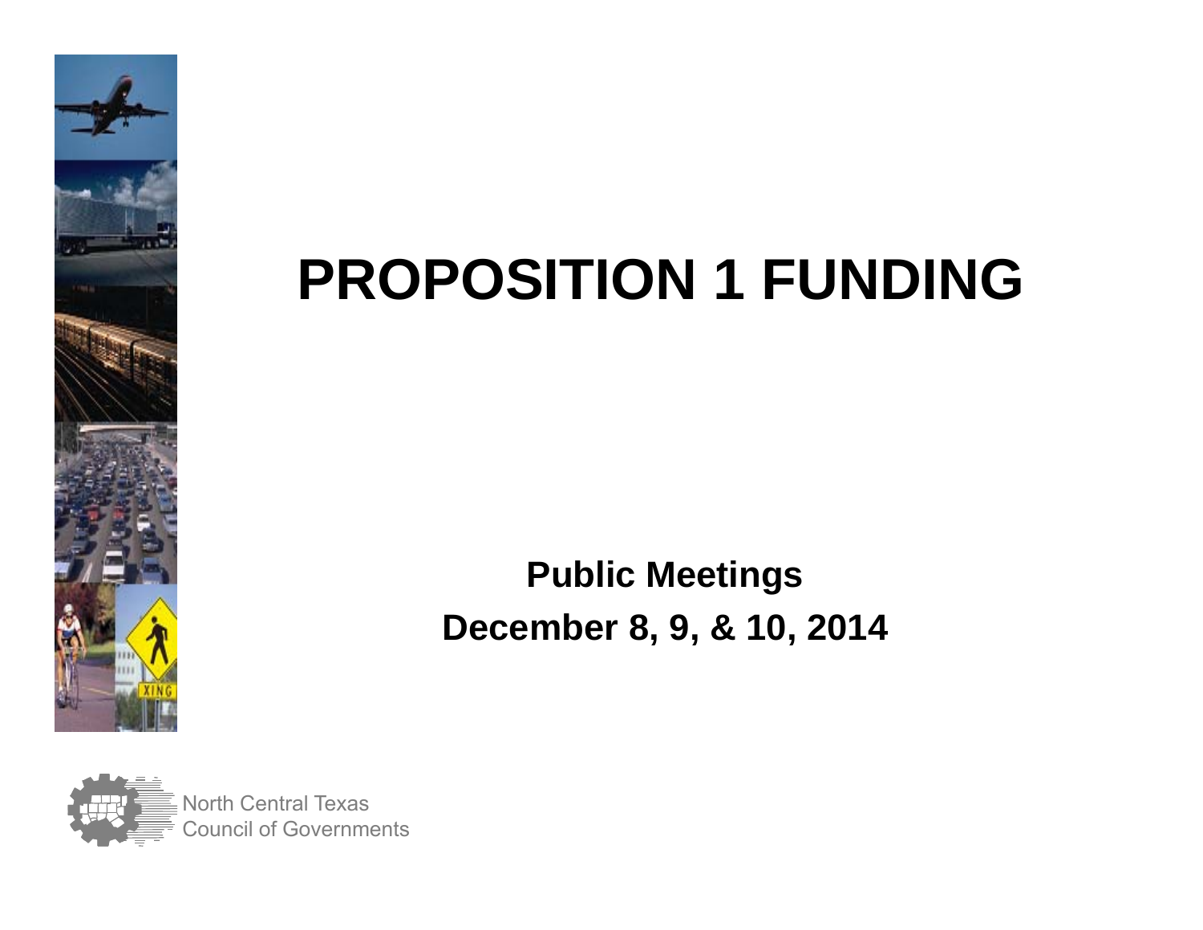# PROPOSITION 1 FUNDING

**Public Meetings**

**December 8, 9, & 10, 2014**

North Central Texas
Council of Governments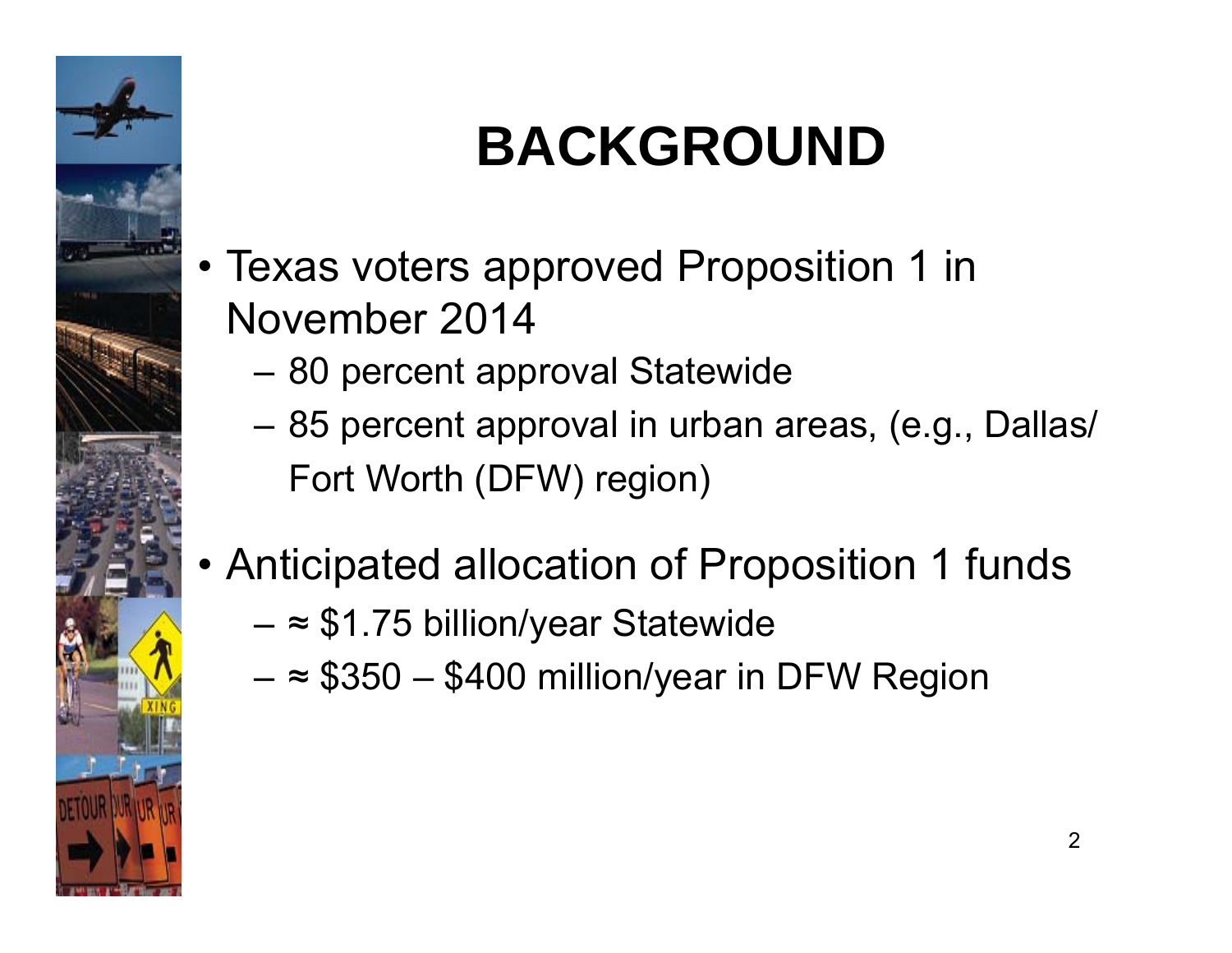# BACKGROUND

- Texas voters approved Proposition 1 in November 2014
  - 80 percent approval Statewide
  - 85 percent approval in urban areas, (e.g., Dallas/ Fort Worth (DFW) region)
- Anticipated allocation of Proposition 1 funds
  - ≈ $1.75 billion/year Statewide
  - ≈ $350 – $400 million/year in DFW Region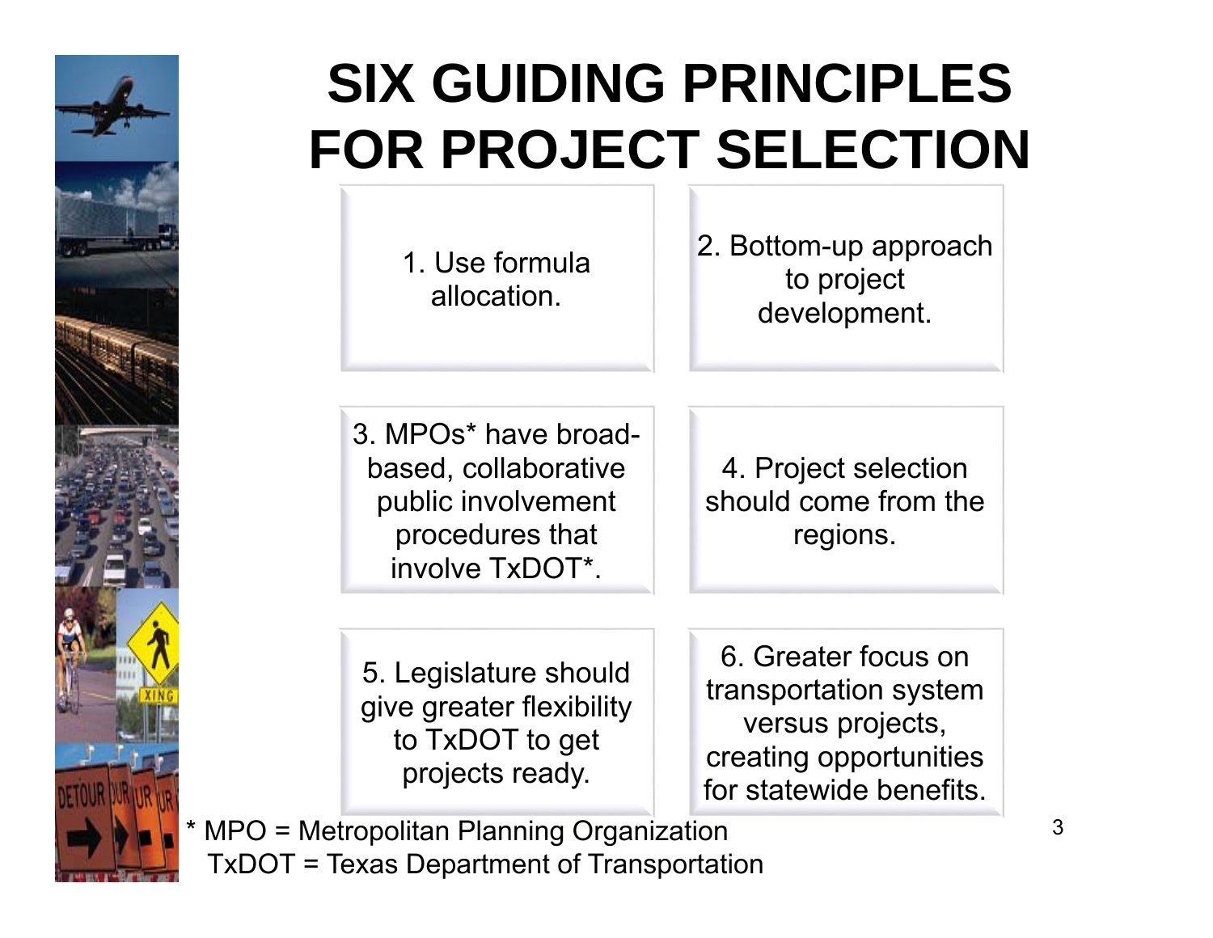# SIX GUIDING PRINCIPLES FOR PROJECT SELECTION

1. Use formula allocation.

2. Bottom-up approach to project development.

3. MPOs* have broad-based, collaborative public involvement procedures that involve TxDOT*.

4. Project selection should come from the regions.

5. Legislature should give greater flexibility to TxDOT to get projects ready.

6. Greater focus on transportation system versus projects, creating opportunities for statewide benefits.

* MPO = Metropolitan Planning Organization
  TxDOT = Texas Department of Transportation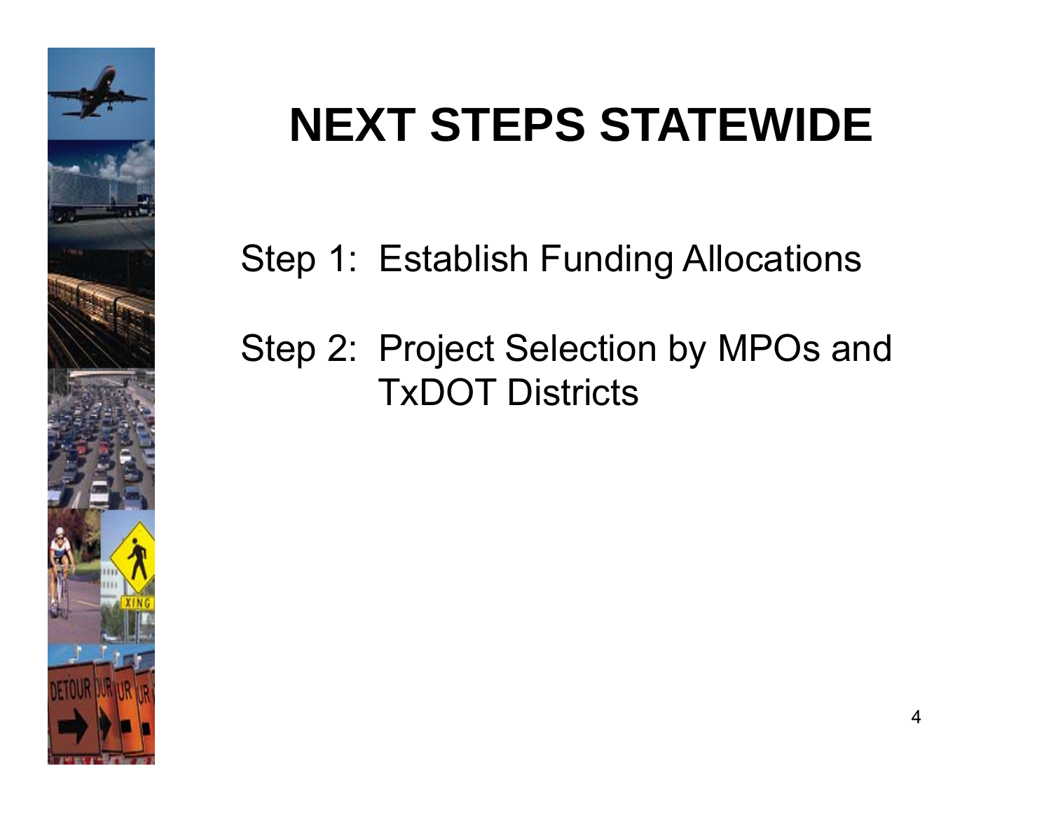# NEXT STEPS STATEWIDE

Step 1: Establish Funding Allocations

Step 2: Project Selection by MPOs and TxDOT Districts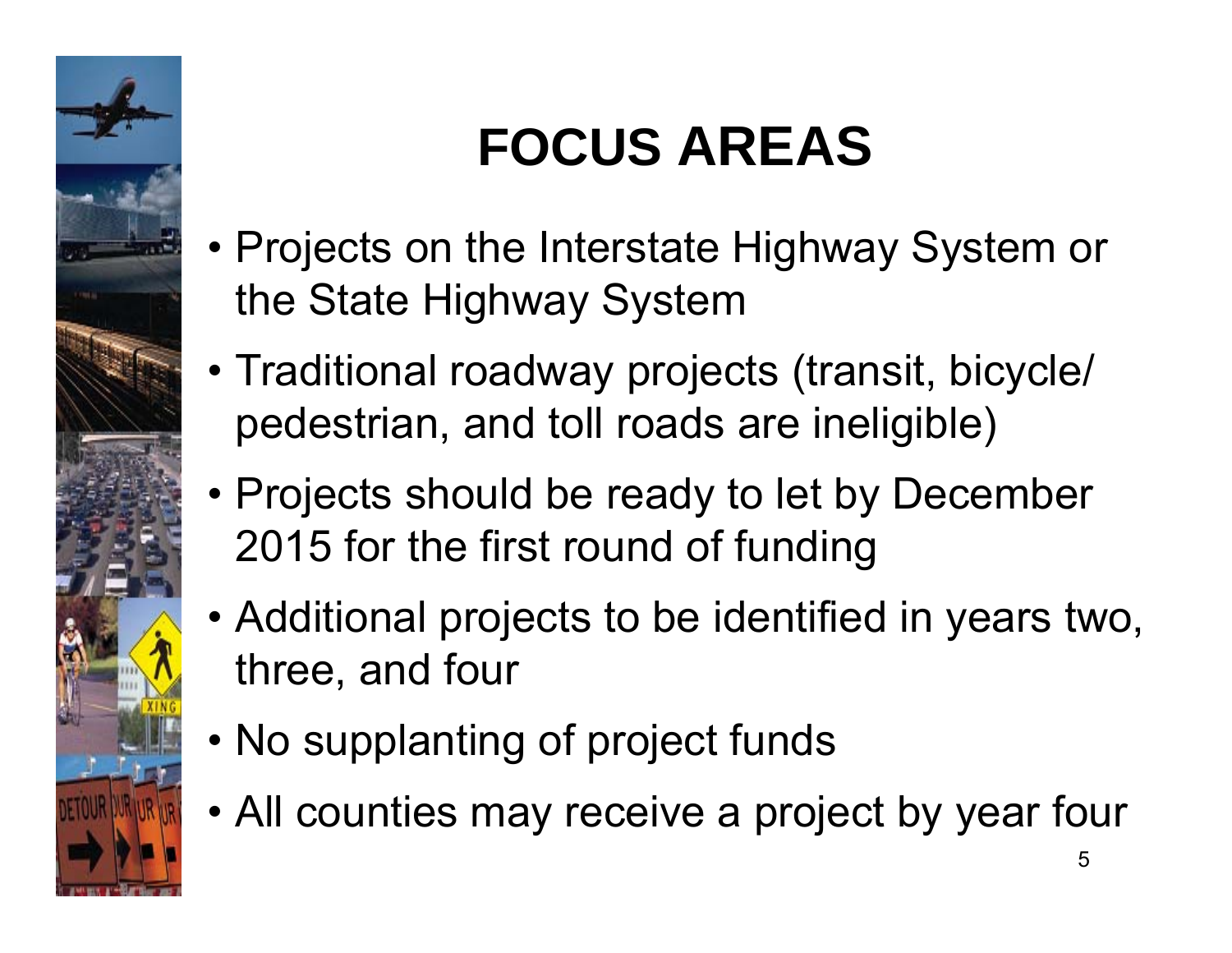# FOCUS AREAS

- Projects on the Interstate Highway System or the State Highway System
- Traditional roadway projects (transit, bicycle/ pedestrian, and toll roads are ineligible)
- Projects should be ready to let by December 2015 for the first round of funding
- Additional projects to be identified in years two, three, and four
- No supplanting of project funds
- All counties may receive a project by year four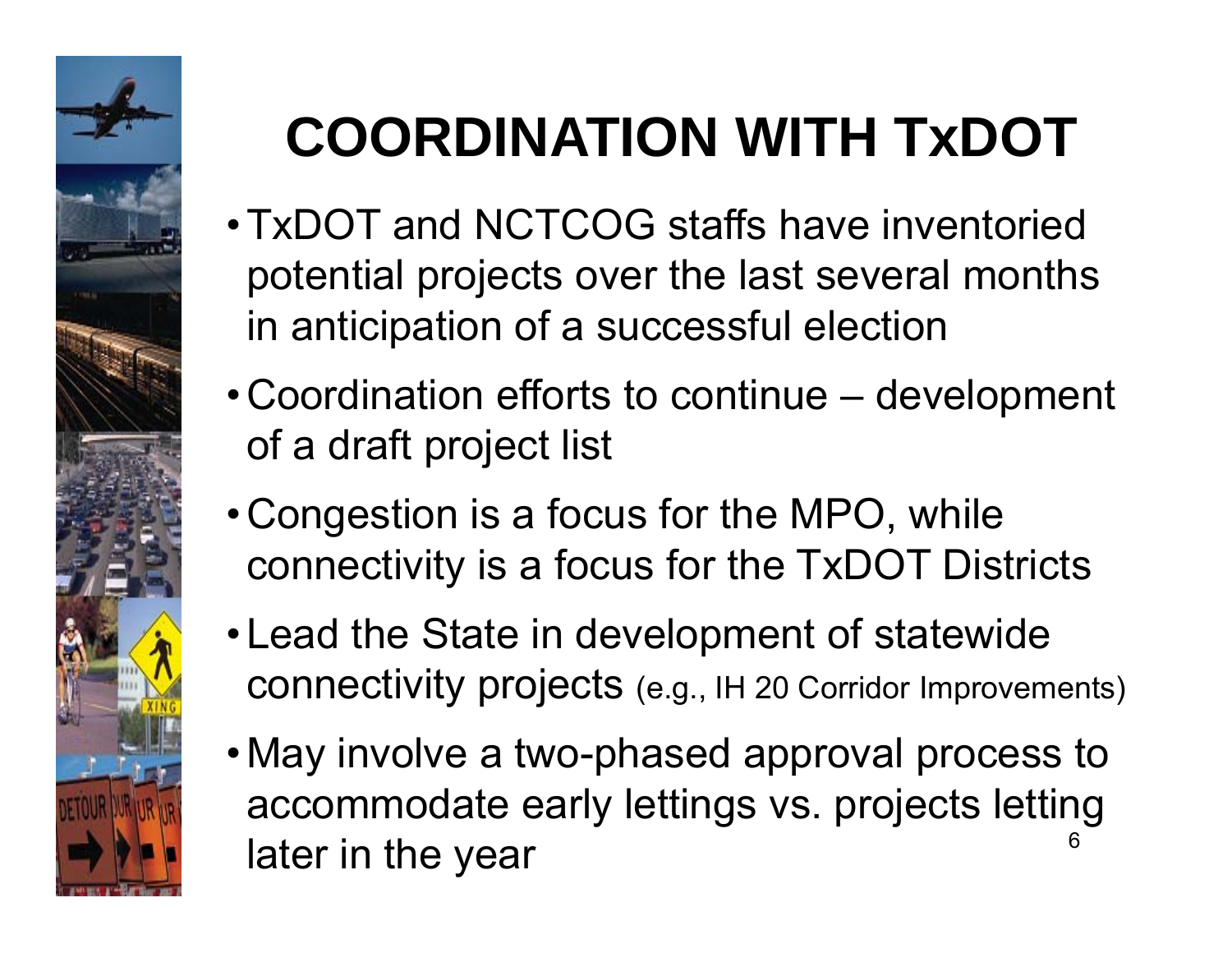# COORDINATION WITH TxDOT

- TxDOT and NCTCOG staffs have inventoried potential projects over the last several months in anticipation of a successful election
- Coordination efforts to continue – development of a draft project list
- Congestion is a focus for the MPO, while connectivity is a focus for the TxDOT Districts
- Lead the State in development of statewide connectivity projects (e.g., IH 20 Corridor Improvements)
- May involve a two-phased approval process to accommodate early lettings vs. projects letting later in the year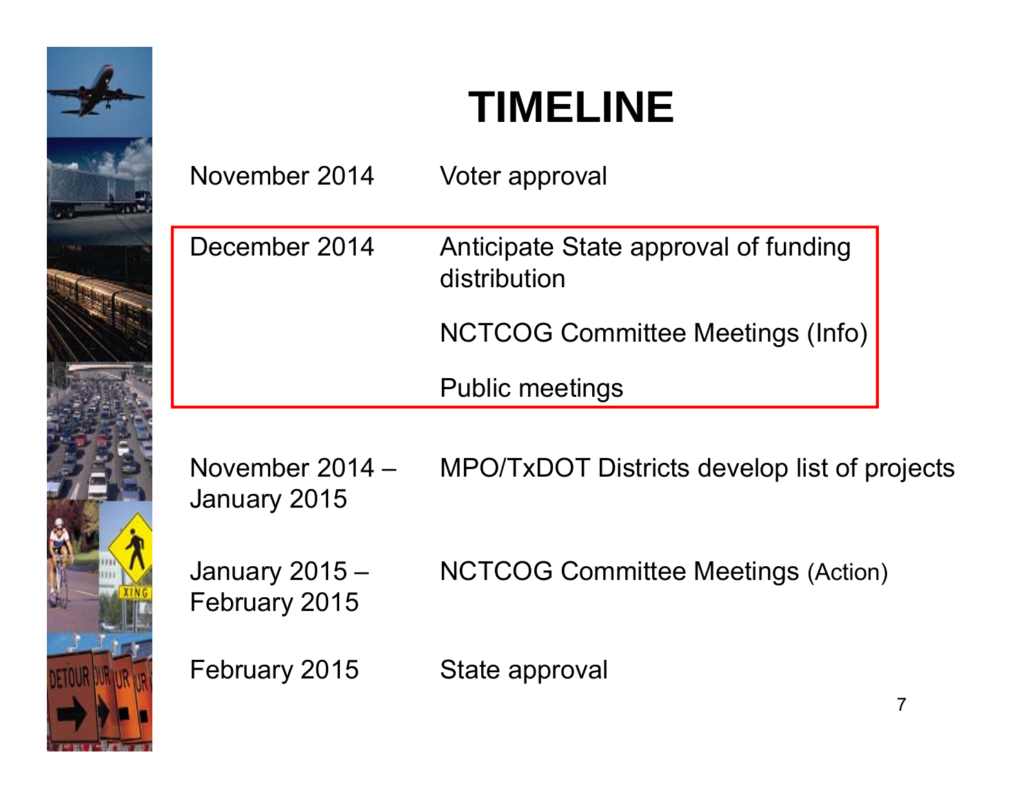# TIMELINE

| | |
|---|---|
| November 2014 | Voter approval |
| December 2014 | Anticipate State approval of funding distribution<br><br>NCTCOG Committee Meetings (Info)<br><br>Public meetings |
| November 2014 – January 2015 | MPO/TxDOT Districts develop list of projects |
| January 2015 – February 2015 | NCTCOG Committee Meetings (Action) |
| February 2015 | State approval |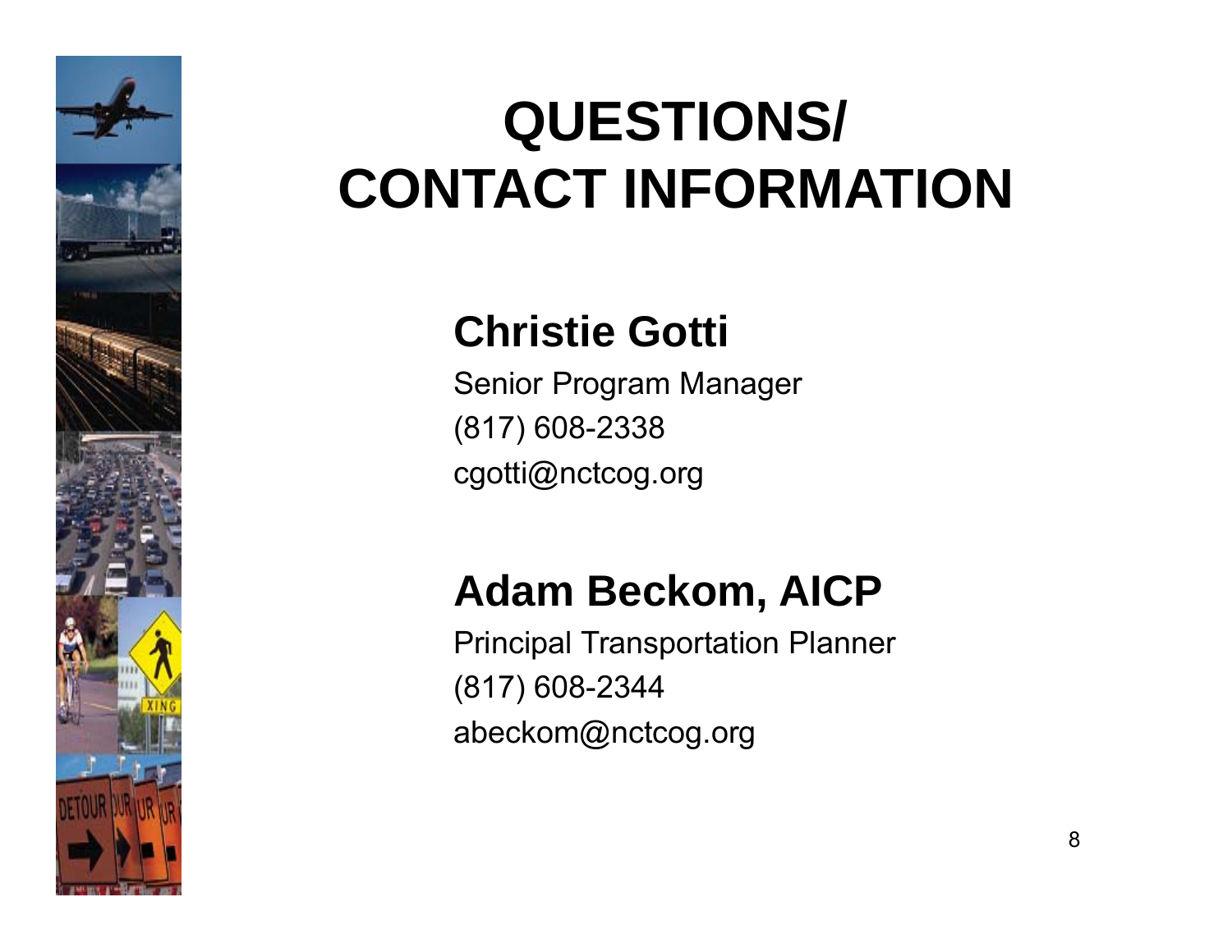# QUESTIONS/ CONTACT INFORMATION

## Christie Gotti

Senior Program Manager

(817) 608-2338

cgotti@nctcog.org

## Adam Beckom, AICP

Principal Transportation Planner

(817) 608-2344

abeckom@nctcog.org